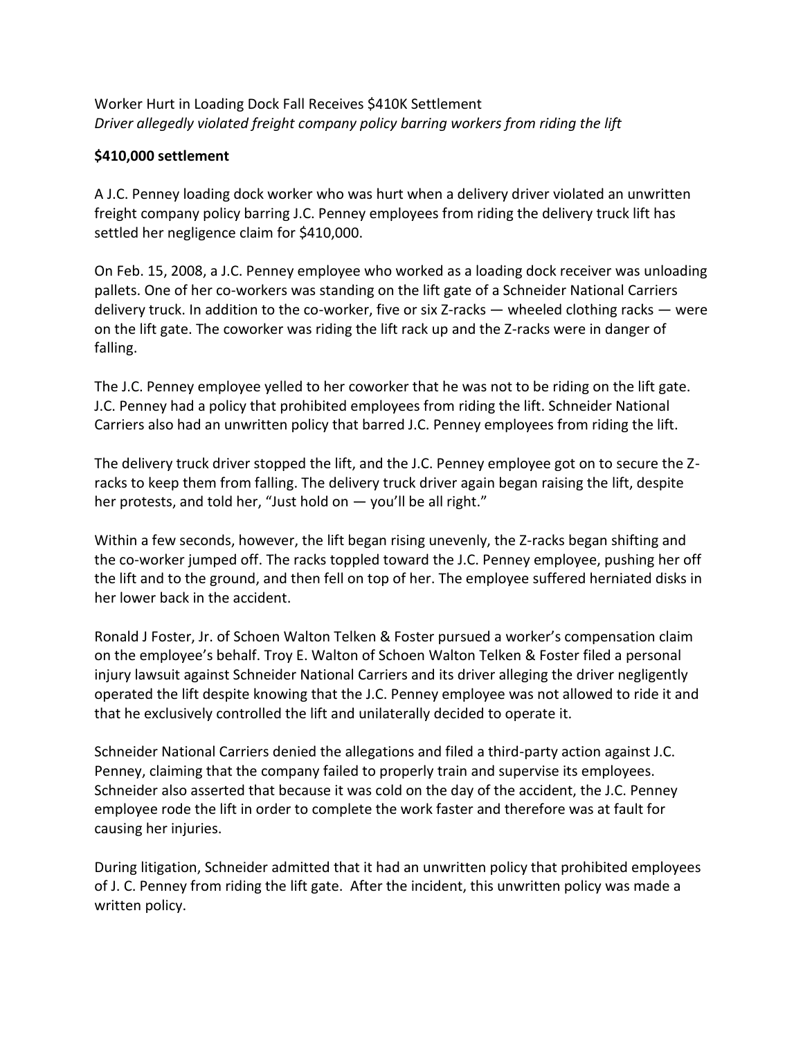Worker Hurt in Loading Dock Fall Receives $410K Settlement

*Driver allegedly violated freight company policy barring workers from riding the lift*

**$410,000 settlement**

A J.C. Penney loading dock worker who was hurt when a delivery driver violated an unwritten freight company policy barring J.C. Penney employees from riding the delivery truck lift has settled her negligence claim for $410,000.

On Feb. 15, 2008, a J.C. Penney employee who worked as a loading dock receiver was unloading pallets. One of her co-workers was standing on the lift gate of a Schneider National Carriers delivery truck. In addition to the co-worker, five or six Z-racks — wheeled clothing racks — were on the lift gate. The coworker was riding the lift rack up and the Z-racks were in danger of falling.

The J.C. Penney employee yelled to her coworker that he was not to be riding on the lift gate. J.C. Penney had a policy that prohibited employees from riding the lift. Schneider National Carriers also had an unwritten policy that barred J.C. Penney employees from riding the lift.

The delivery truck driver stopped the lift, and the J.C. Penney employee got on to secure the Z-racks to keep them from falling. The delivery truck driver again began raising the lift, despite her protests, and told her, "Just hold on — you'll be all right."

Within a few seconds, however, the lift began rising unevenly, the Z-racks began shifting and the co-worker jumped off. The racks toppled toward the J.C. Penney employee, pushing her off the lift and to the ground, and then fell on top of her. The employee suffered herniated disks in her lower back in the accident.

Ronald J Foster, Jr. of Schoen Walton Telken & Foster pursued a worker's compensation claim on the employee's behalf. Troy E. Walton of Schoen Walton Telken & Foster filed a personal injury lawsuit against Schneider National Carriers and its driver alleging the driver negligently operated the lift despite knowing that the J.C. Penney employee was not allowed to ride it and that he exclusively controlled the lift and unilaterally decided to operate it.

Schneider National Carriers denied the allegations and filed a third-party action against J.C. Penney, claiming that the company failed to properly train and supervise its employees. Schneider also asserted that because it was cold on the day of the accident, the J.C. Penney employee rode the lift in order to complete the work faster and therefore was at fault for causing her injuries.

During litigation, Schneider admitted that it had an unwritten policy that prohibited employees of J. C. Penney from riding the lift gate. After the incident, this unwritten policy was made a written policy.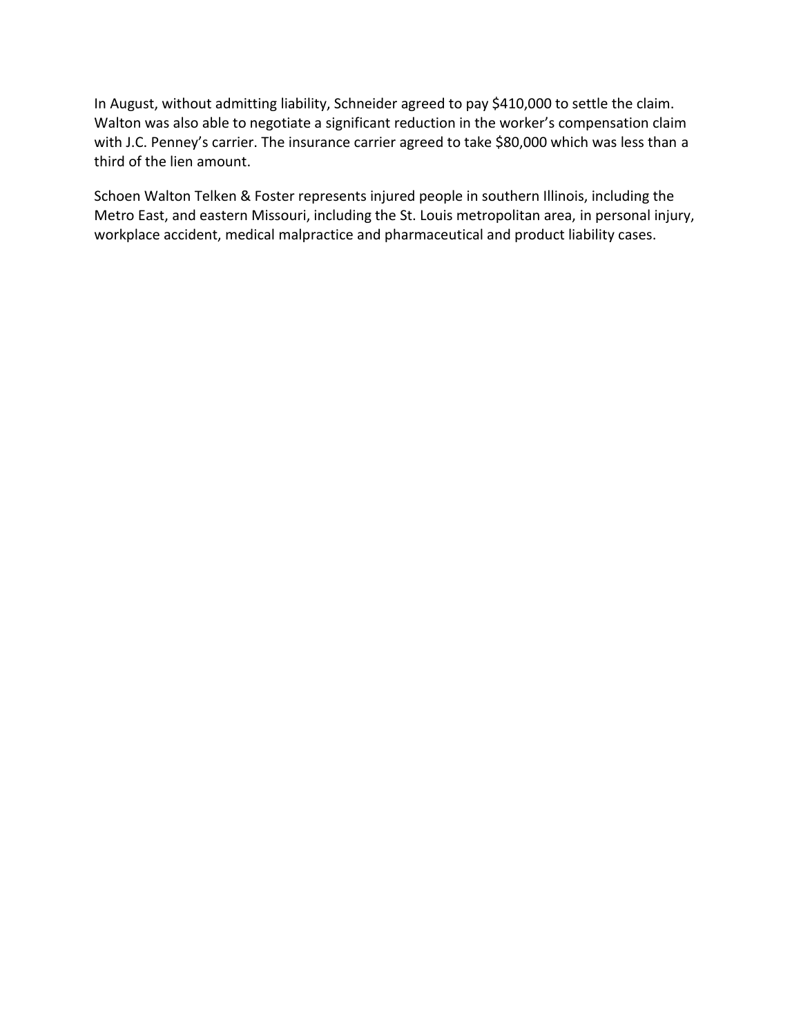In August, without admitting liability, Schneider agreed to pay $410,000 to settle the claim. Walton was also able to negotiate a significant reduction in the worker's compensation claim with J.C. Penney's carrier. The insurance carrier agreed to take $80,000 which was less than a third of the lien amount.

Schoen Walton Telken & Foster represents injured people in southern Illinois, including the Metro East, and eastern Missouri, including the St. Louis metropolitan area, in personal injury, workplace accident, medical malpractice and pharmaceutical and product liability cases.